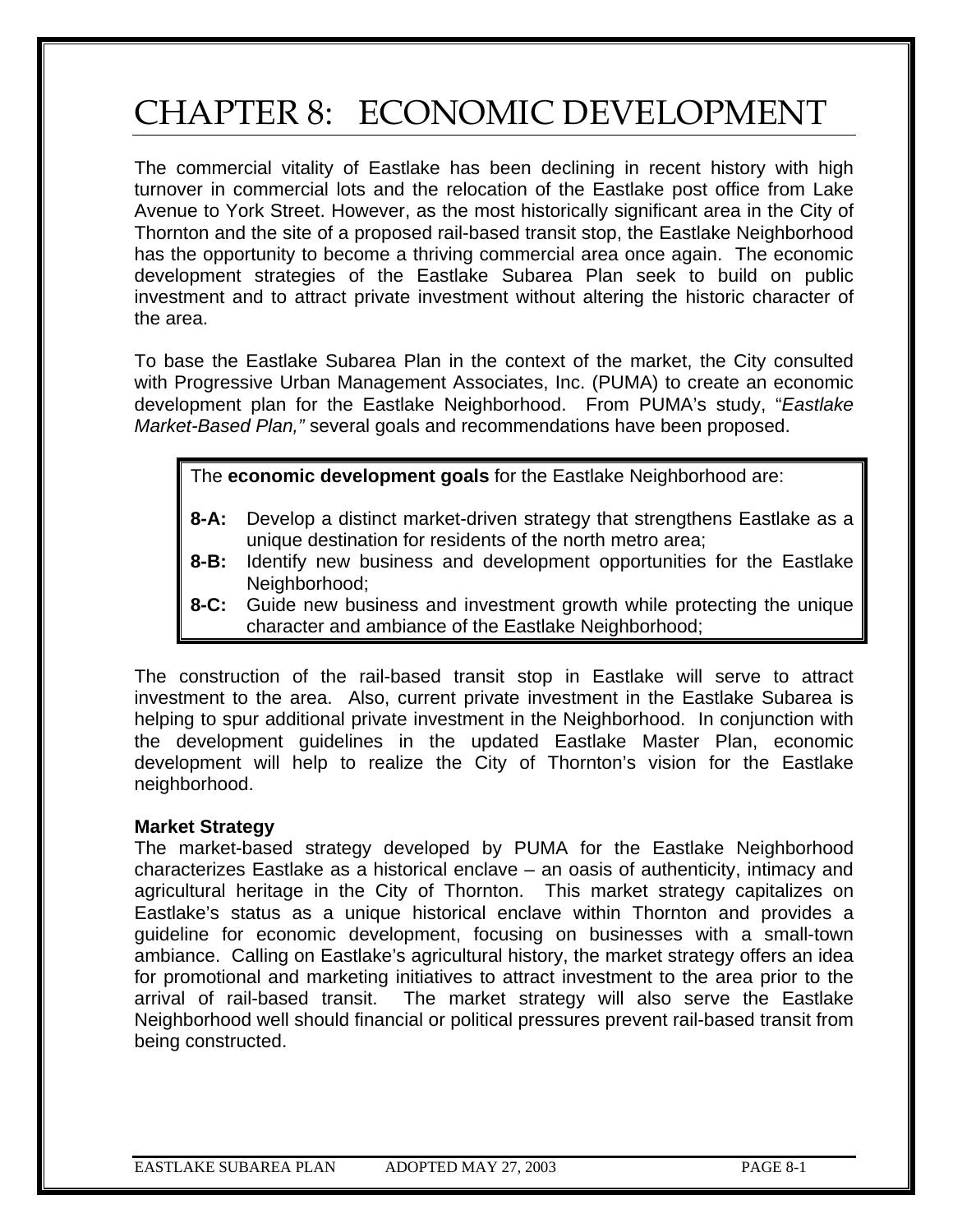# CHAPTER 8: ECONOMIC DEVELOPMENT

The commercial vitality of Eastlake has been declining in recent history with high turnover in commercial lots and the relocation of the Eastlake post office from Lake Avenue to York Street. However, as the most historically significant area in the City of Thornton and the site of a proposed rail-based transit stop, the Eastlake Neighborhood has the opportunity to become a thriving commercial area once again. The economic development strategies of the Eastlake Subarea Plan seek to build on public investment and to attract private investment without altering the historic character of the area.

To base the Eastlake Subarea Plan in the context of the market, the City consulted with Progressive Urban Management Associates, Inc. (PUMA) to create an economic development plan for the Eastlake Neighborhood. From PUMA's study, "*Eastlake Market-Based Plan,"* several goals and recommendations have been proposed.

> The **economic development goals** for the Eastlake Neighborhood are:
>
> **8-A:** Develop a distinct market-driven strategy that strengthens Eastlake as a unique destination for residents of the north metro area;
>
> **8-B:** Identify new business and development opportunities for the Eastlake Neighborhood;
>
> **8-C:** Guide new business and investment growth while protecting the unique character and ambiance of the Eastlake Neighborhood;

The construction of the rail-based transit stop in Eastlake will serve to attract investment to the area. Also, current private investment in the Eastlake Subarea is helping to spur additional private investment in the Neighborhood. In conjunction with the development guidelines in the updated Eastlake Master Plan, economic development will help to realize the City of Thornton's vision for the Eastlake neighborhood.

**Market Strategy**

The market-based strategy developed by PUMA for the Eastlake Neighborhood characterizes Eastlake as a historical enclave – an oasis of authenticity, intimacy and agricultural heritage in the City of Thornton. This market strategy capitalizes on Eastlake's status as a unique historical enclave within Thornton and provides a guideline for economic development, focusing on businesses with a small-town ambiance. Calling on Eastlake's agricultural history, the market strategy offers an idea for promotional and marketing initiatives to attract investment to the area prior to the arrival of rail-based transit. The market strategy will also serve the Eastlake Neighborhood well should financial or political pressures prevent rail-based transit from being constructed.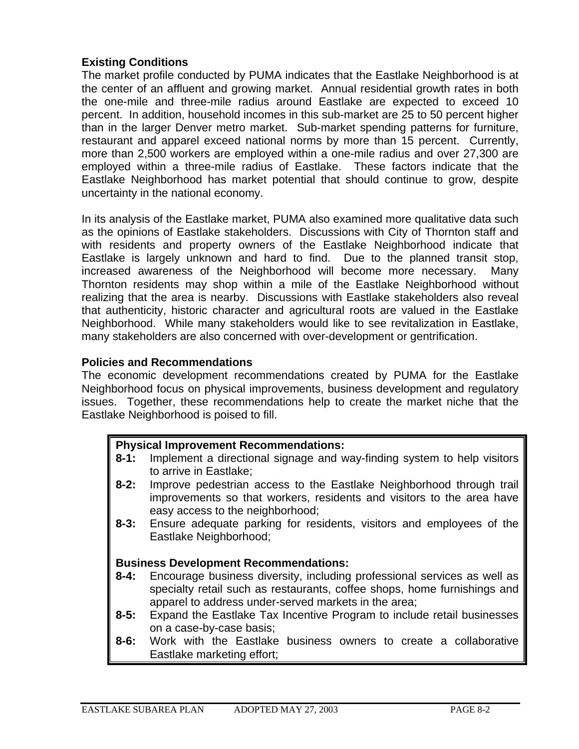### Existing Conditions

The market profile conducted by PUMA indicates that the Eastlake Neighborhood is at the center of an affluent and growing market. Annual residential growth rates in both the one-mile and three-mile radius around Eastlake are expected to exceed 10 percent. In addition, household incomes in this sub-market are 25 to 50 percent higher than in the larger Denver metro market. Sub-market spending patterns for furniture, restaurant and apparel exceed national norms by more than 15 percent. Currently, more than 2,500 workers are employed within a one-mile radius and over 27,300 are employed within a three-mile radius of Eastlake. These factors indicate that the Eastlake Neighborhood has market potential that should continue to grow, despite uncertainty in the national economy.

In its analysis of the Eastlake market, PUMA also examined more qualitative data such as the opinions of Eastlake stakeholders. Discussions with City of Thornton staff and with residents and property owners of the Eastlake Neighborhood indicate that Eastlake is largely unknown and hard to find. Due to the planned transit stop, increased awareness of the Neighborhood will become more necessary. Many Thornton residents may shop within a mile of the Eastlake Neighborhood without realizing that the area is nearby. Discussions with Eastlake stakeholders also reveal that authenticity, historic character and agricultural roots are valued in the Eastlake Neighborhood. While many stakeholders would like to see revitalization in Eastlake, many stakeholders are also concerned with over-development or gentrification.

### Policies and Recommendations

The economic development recommendations created by PUMA for the Eastlake Neighborhood focus on physical improvements, business development and regulatory issues. Together, these recommendations help to create the market niche that the Eastlake Neighborhood is poised to fill.

**Physical Improvement Recommendations:**

- **8-1:** Implement a directional signage and way-finding system to help visitors to arrive in Eastlake;
- **8-2:** Improve pedestrian access to the Eastlake Neighborhood through trail improvements so that workers, residents and visitors to the area have easy access to the neighborhood;
- **8-3:** Ensure adequate parking for residents, visitors and employees of the Eastlake Neighborhood;

**Business Development Recommendations:**

- **8-4:** Encourage business diversity, including professional services as well as specialty retail such as restaurants, coffee shops, home furnishings and apparel to address under-served markets in the area;
- **8-5:** Expand the Eastlake Tax Incentive Program to include retail businesses on a case-by-case basis;
- **8-6:** Work with the Eastlake business owners to create a collaborative Eastlake marketing effort;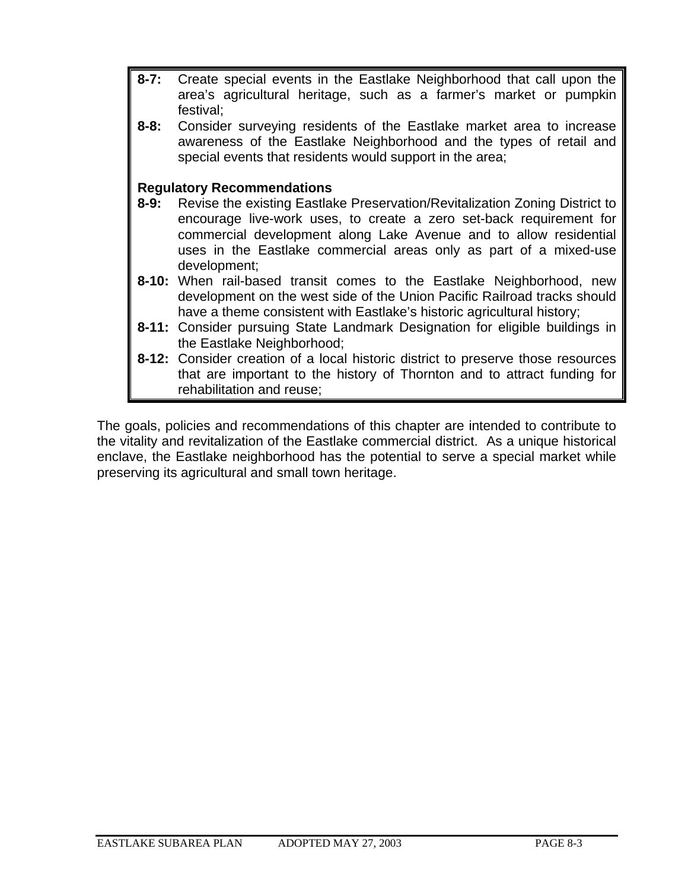**8-7:** Create special events in the Eastlake Neighborhood that call upon the area's agricultural heritage, such as a farmer's market or pumpkin festival;

**8-8:** Consider surveying residents of the Eastlake market area to increase awareness of the Eastlake Neighborhood and the types of retail and special events that residents would support in the area;

**Regulatory Recommendations**

**8-9:** Revise the existing Eastlake Preservation/Revitalization Zoning District to encourage live-work uses, to create a zero set-back requirement for commercial development along Lake Avenue and to allow residential uses in the Eastlake commercial areas only as part of a mixed-use development;

**8-10:** When rail-based transit comes to the Eastlake Neighborhood, new development on the west side of the Union Pacific Railroad tracks should have a theme consistent with Eastlake's historic agricultural history;

**8-11:** Consider pursuing State Landmark Designation for eligible buildings in the Eastlake Neighborhood;

**8-12:** Consider creation of a local historic district to preserve those resources that are important to the history of Thornton and to attract funding for rehabilitation and reuse;

The goals, policies and recommendations of this chapter are intended to contribute to the vitality and revitalization of the Eastlake commercial district. As a unique historical enclave, the Eastlake neighborhood has the potential to serve a special market while preserving its agricultural and small town heritage.